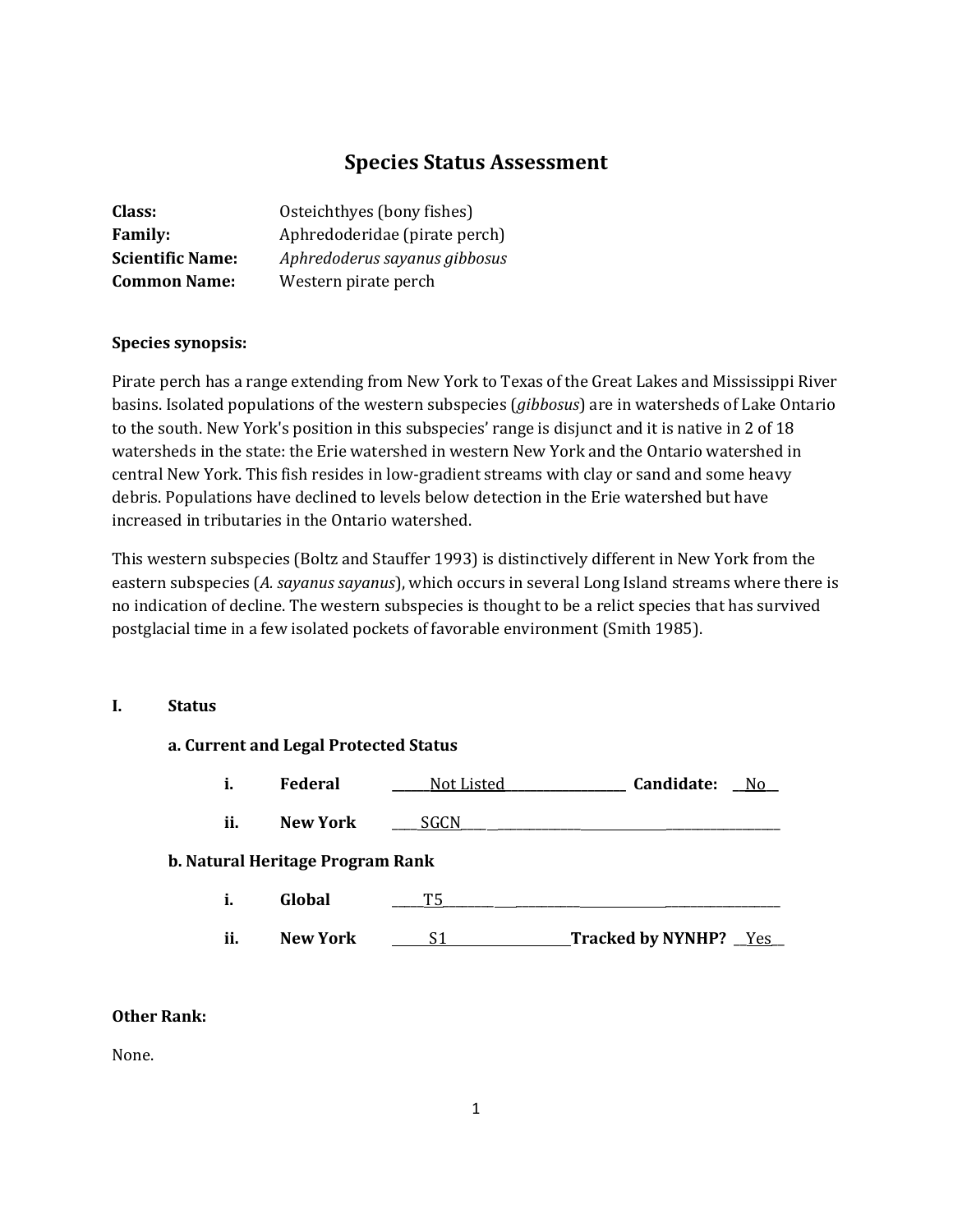# Species Status Assessment

**Class:** Osteichthyes (bony fishes)
**Family:** Aphredoderidae (pirate perch)
**Scientific Name:** *Aphredoderus sayanus gibbosus*
**Common Name:** Western pirate perch

**Species synopsis:**

Pirate perch has a range extending from New York to Texas of the Great Lakes and Mississippi River basins. Isolated populations of the western subspecies (*gibbosus*) are in watersheds of Lake Ontario to the south. New York's position in this subspecies' range is disjunct and it is native in 2 of 18 watersheds in the state: the Erie watershed in western New York and the Ontario watershed in central New York. This fish resides in low-gradient streams with clay or sand and some heavy debris. Populations have declined to levels below detection in the Erie watershed but have increased in tributaries in the Ontario watershed.

This western subspecies (Boltz and Stauffer 1993) is distinctively different in New York from the eastern subspecies (*A. sayanus sayanus*), which occurs in several Long Island streams where there is no indication of decline. The western subspecies is thought to be a relict species that has survived postglacial time in a few isolated pockets of favorable environment (Smith 1985).

## I. Status

### a. Current and Legal Protected Status

i. **Federal** Not Listed **Candidate:** No

ii. **New York** SGCN

### b. Natural Heritage Program Rank

i. **Global** T5

ii. **New York** S1 **Tracked by NYNHP?** Yes

**Other Rank:**

None.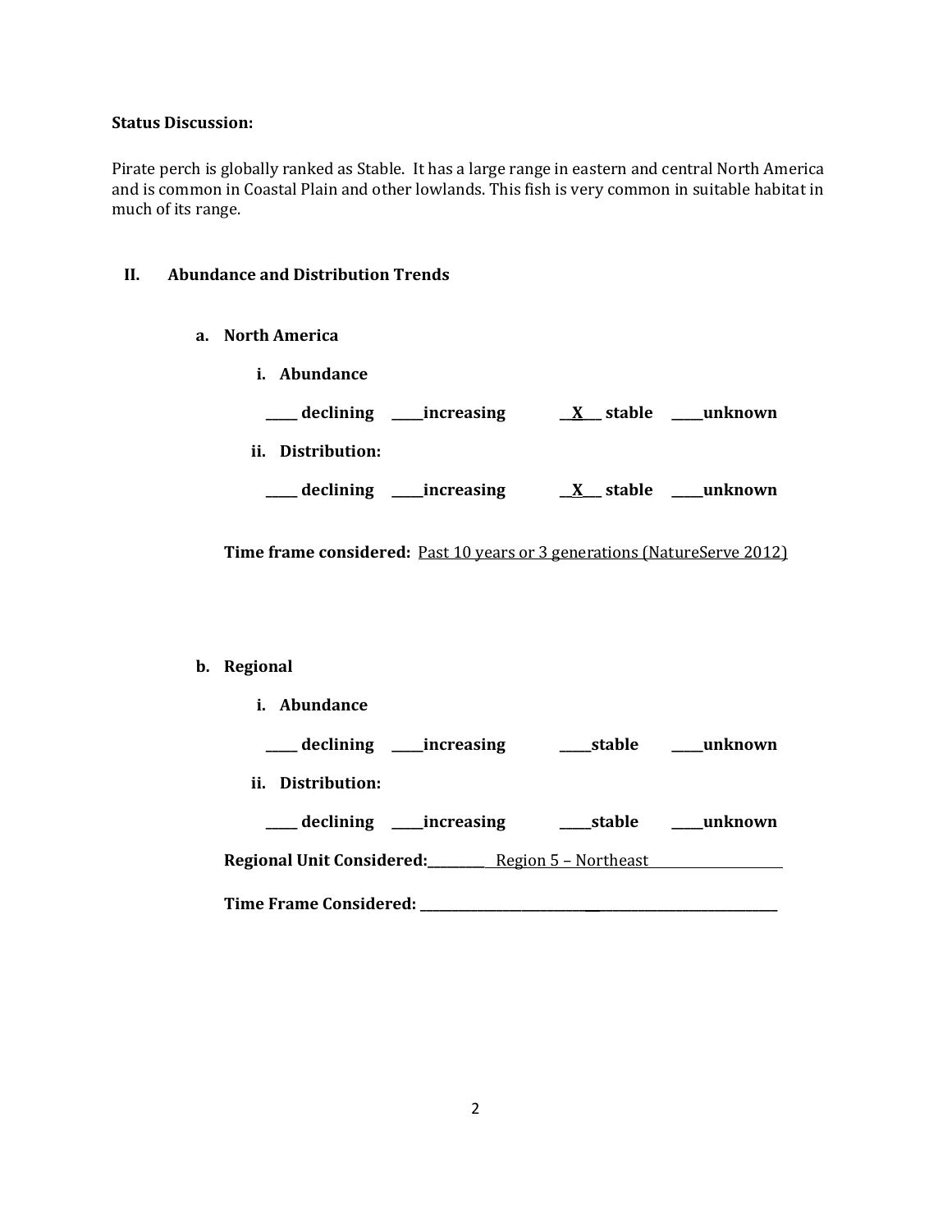**Status Discussion:**

Pirate perch is globally ranked as Stable. It has a large range in eastern and central North America and is common in Coastal Plain and other lowlands. This fish is very common in suitable habitat in much of its range.

## II. Abundance and Distribution Trends

### a. North America

**i. Abundance**

**_____ declining _____increasing __X___ stable _____unknown**

**ii. Distribution:**

**_____ declining _____increasing __X___ stable _____unknown**

**Time frame considered:** Past 10 years or 3 generations (NatureServe 2012)

### b. Regional

**i. Abundance**

**_____ declining _____increasing _____stable _____unknown**

**ii. Distribution:**

**_____ declining _____increasing _____stable _____unknown**

**Regional Unit Considered:** Region 5 – Northeast

**Time Frame Considered:** _______________________________________________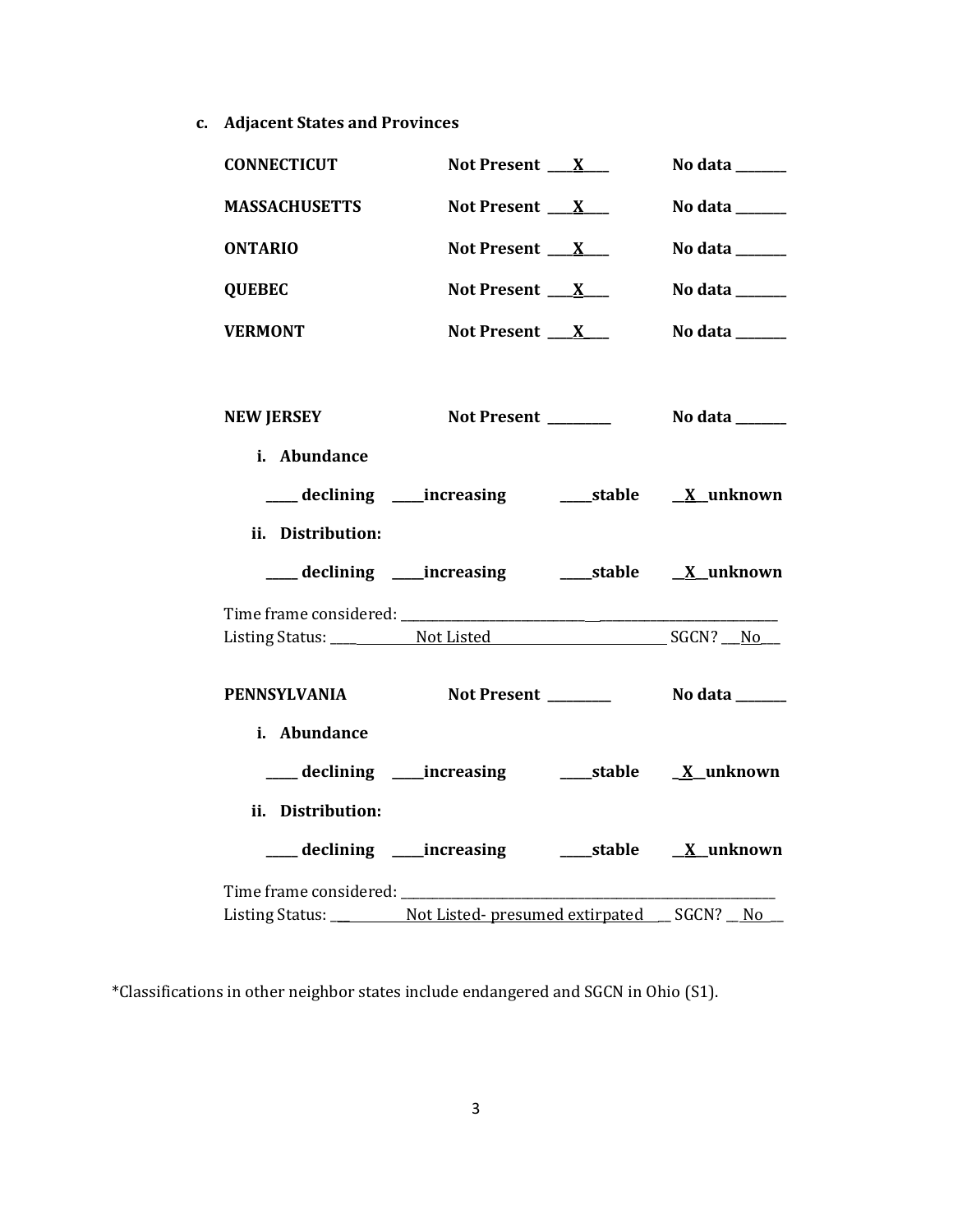**c. Adjacent States and Provinces**

**CONNECTICUT** **Not Present ___X___** **No data _______**

**MASSACHUSETTS** **Not Present ___X___** **No data _______**

**ONTARIO** **Not Present ___X___** **No data _______**

**QUEBEC** **Not Present ___X___** **No data _______**

**VERMONT** **Not Present ___X___** **No data _______**

**NEW JERSEY** **Not Present _________** **No data _______**

**i. Abundance**

**_____ declining _____increasing _____stable __X__unknown**

**ii. Distribution:**

**_____ declining _____increasing _____stable __X__unknown**

Time frame considered: ___________________________________________________________

Listing Status: _____ Not Listed ____________________________ SGCN? __No__

**PENNSYLVANIA** **Not Present _________** **No data _______**

**i. Abundance**

**_____ declining _____increasing _____stable __X__unknown**

**ii. Distribution:**

**_____ declining _____increasing _____stable __X__unknown**

Time frame considered: ___________________________________________________________

Listing Status: ___ Not Listed- presumed extirpated __ SGCN? __No__

*Classifications in other neighbor states include endangered and SGCN in Ohio (S1).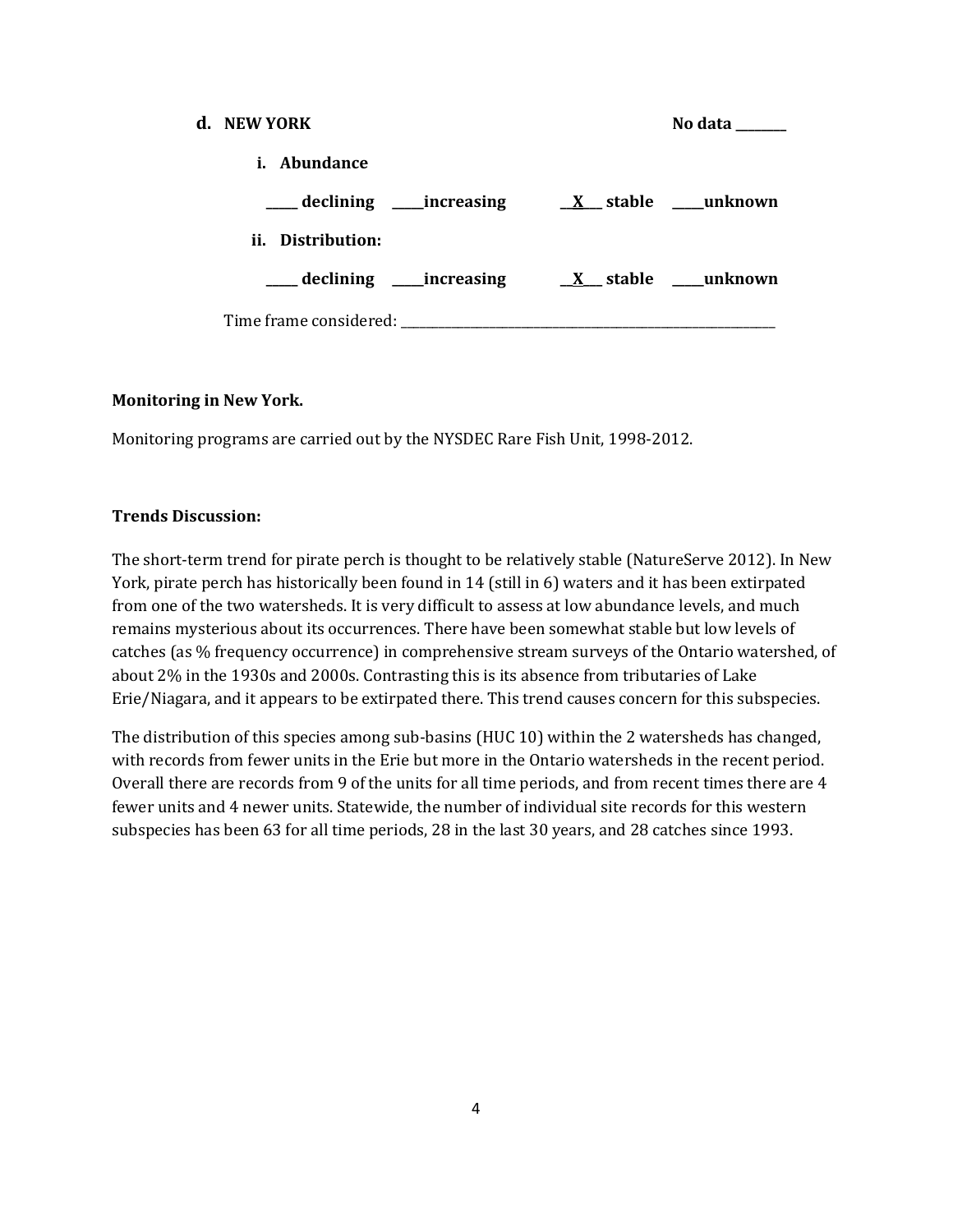**d. NEW YORK** **No data \_\_\_\_\_\_\_\_**

**i. Abundance**

**\_\_\_\_\_ declining \_\_\_\_\_increasing \_\_X\_\_\_ stable \_\_\_\_\_unknown**

**ii. Distribution:**

**\_\_\_\_\_ declining \_\_\_\_\_increasing \_\_X\_\_\_ stable \_\_\_\_\_unknown**

Time frame considered: \_\_\_\_\_\_\_\_\_\_\_\_\_\_\_\_\_\_\_\_\_\_\_\_\_\_\_\_\_\_\_\_\_\_\_\_\_\_\_\_\_\_\_\_\_\_\_\_\_\_\_\_\_\_\_\_\_\_\_\_

**Monitoring in New York.**

Monitoring programs are carried out by the NYSDEC Rare Fish Unit, 1998-2012.

**Trends Discussion:**

The short-term trend for pirate perch is thought to be relatively stable (NatureServe 2012). In New York, pirate perch has historically been found in 14 (still in 6) waters and it has been extirpated from one of the two watersheds. It is very difficult to assess at low abundance levels, and much remains mysterious about its occurrences. There have been somewhat stable but low levels of catches (as % frequency occurrence) in comprehensive stream surveys of the Ontario watershed, of about 2% in the 1930s and 2000s. Contrasting this is its absence from tributaries of Lake Erie/Niagara, and it appears to be extirpated there. This trend causes concern for this subspecies.

The distribution of this species among sub-basins (HUC 10) within the 2 watersheds has changed, with records from fewer units in the Erie but more in the Ontario watersheds in the recent period. Overall there are records from 9 of the units for all time periods, and from recent times there are 4 fewer units and 4 newer units. Statewide, the number of individual site records for this western subspecies has been 63 for all time periods, 28 in the last 30 years, and 28 catches since 1993.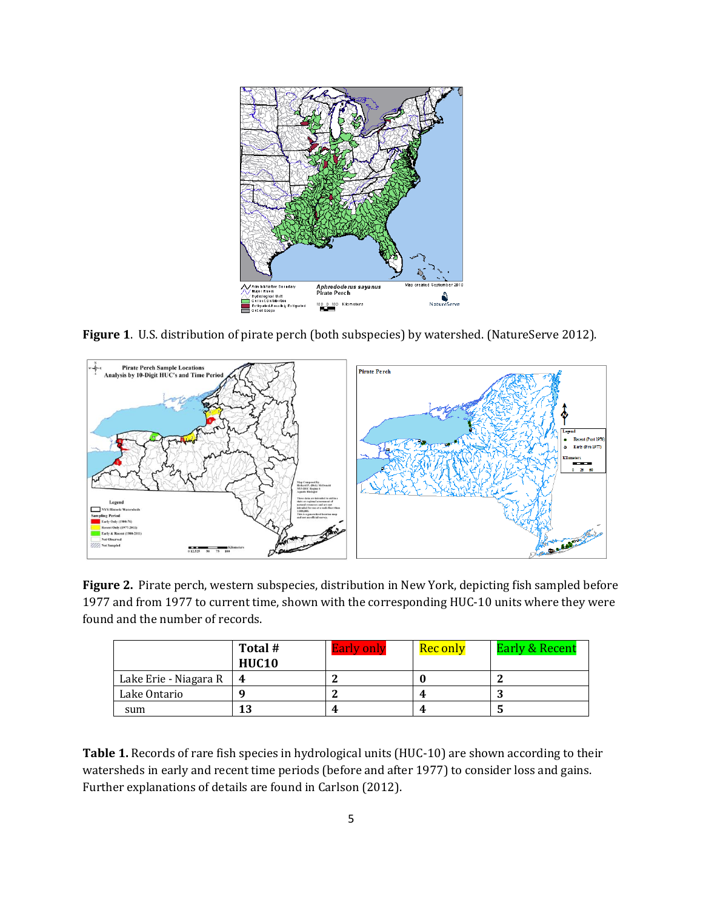**Figure 1**. U.S. distribution of pirate perch (both subspecies) by watershed. (NatureServe 2012).

**Figure 2.** Pirate perch, western subspecies, distribution in New York, depicting fish sampled before 1977 and from 1977 to current time, shown with the corresponding HUC-10 units where they were found and the number of records.

| | Total # HUC10 | Early only | Rec only | Early & Recent |
|---|---|---|---|---|
| Lake Erie - Niagara R | **4** | **2** | **0** | **2** |
| Lake Ontario | **9** | **2** | **4** | **3** |
| sum | **13** | **4** | **4** | **5** |

**Table 1.** Records of rare fish species in hydrological units (HUC-10) are shown according to their watersheds in early and recent time periods (before and after 1977) to consider loss and gains. Further explanations of details are found in Carlson (2012).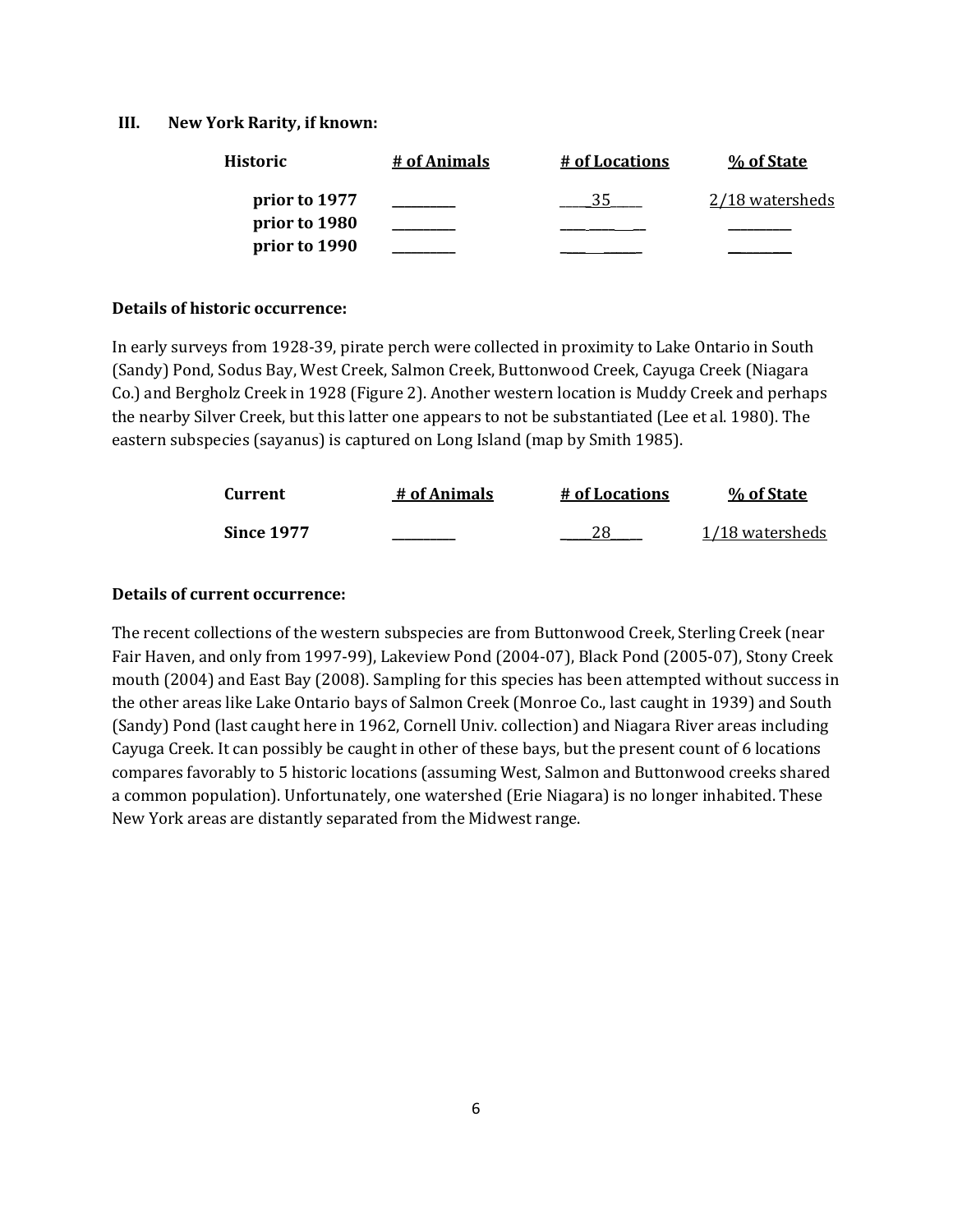### III. New York Rarity, if known:

| Historic | # of Animals | # of Locations | % of State |
|---|---|---|---|
| **prior to 1977** | ________ | ___35___ | 2/18 watersheds |
| **prior to 1980** | ________ | ________ | ________ |
| **prior to 1990** | ________ | ________ | ________ |

**Details of historic occurrence:**

In early surveys from 1928-39, pirate perch were collected in proximity to Lake Ontario in South (Sandy) Pond, Sodus Bay, West Creek, Salmon Creek, Buttonwood Creek, Cayuga Creek (Niagara Co.) and Bergholz Creek in 1928 (Figure 2). Another western location is Muddy Creek and perhaps the nearby Silver Creek, but this latter one appears to not be substantiated (Lee et al. 1980). The eastern subspecies (sayanus) is captured on Long Island (map by Smith 1985).

| Current | # of Animals | # of Locations | % of State |
|---|---|---|---|
| **Since 1977** | ________ | ___28___ | 1/18 watersheds |

**Details of current occurrence:**

The recent collections of the western subspecies are from Buttonwood Creek, Sterling Creek (near Fair Haven, and only from 1997-99), Lakeview Pond (2004-07), Black Pond (2005-07), Stony Creek mouth (2004) and East Bay (2008). Sampling for this species has been attempted without success in the other areas like Lake Ontario bays of Salmon Creek (Monroe Co., last caught in 1939) and South (Sandy) Pond (last caught here in 1962, Cornell Univ. collection) and Niagara River areas including Cayuga Creek. It can possibly be caught in other of these bays, but the present count of 6 locations compares favorably to 5 historic locations (assuming West, Salmon and Buttonwood creeks shared a common population). Unfortunately, one watershed (Erie Niagara) is no longer inhabited. These New York areas are distantly separated from the Midwest range.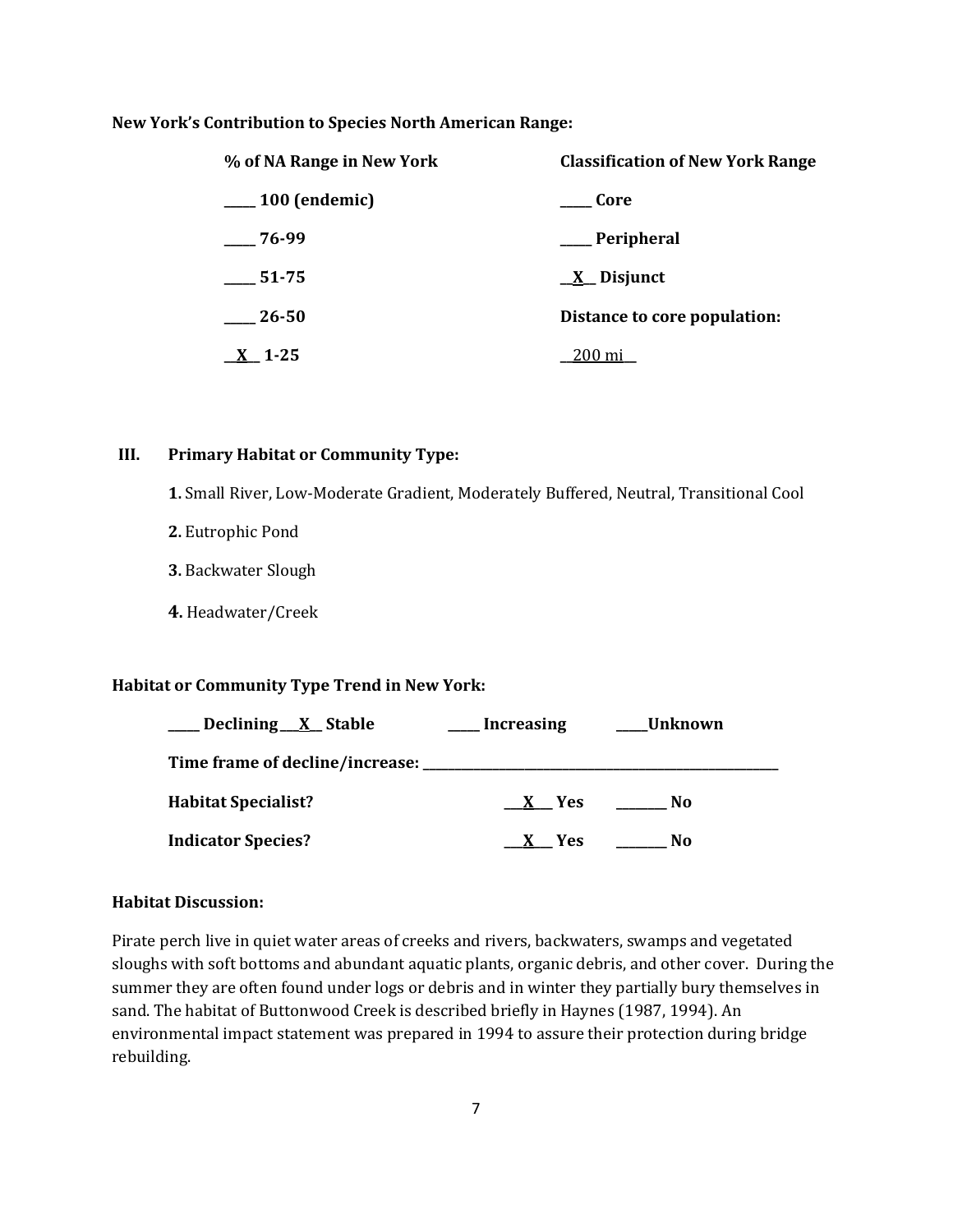**New York's Contribution to Species North American Range:**

| **% of NA Range in New York** | **Classification of New York Range** |
|---|---|
| _____ **100 (endemic)** | _____ **Core** |
| _____ **76-99** | _____ **Peripheral** |
| _____ **51-75** | __X__ **Disjunct** |
| _____ **26-50** | **Distance to core population:** |
| __X__ **1-25** | __200 mi__ |

## III. Primary Habitat or Community Type:

**1.** Small River, Low-Moderate Gradient, Moderately Buffered, Neutral, Transitional Cool

**2.** Eutrophic Pond

**3.** Backwater Slough

**4.** Headwater/Creek

**Habitat or Community Type Trend in New York:**

_____ **Declining** ___X__ **Stable** _____ **Increasing** _____**Unknown**

**Time frame of decline/increase:** ___________________________________________

**Habitat Specialist?** ___X___ **Yes** ________ **No**

**Indicator Species?** ___X___ **Yes** ________ **No**

**Habitat Discussion:**

Pirate perch live in quiet water areas of creeks and rivers, backwaters, swamps and vegetated sloughs with soft bottoms and abundant aquatic plants, organic debris, and other cover. During the summer they are often found under logs or debris and in winter they partially bury themselves in sand. The habitat of Buttonwood Creek is described briefly in Haynes (1987, 1994). An environmental impact statement was prepared in 1994 to assure their protection during bridge rebuilding.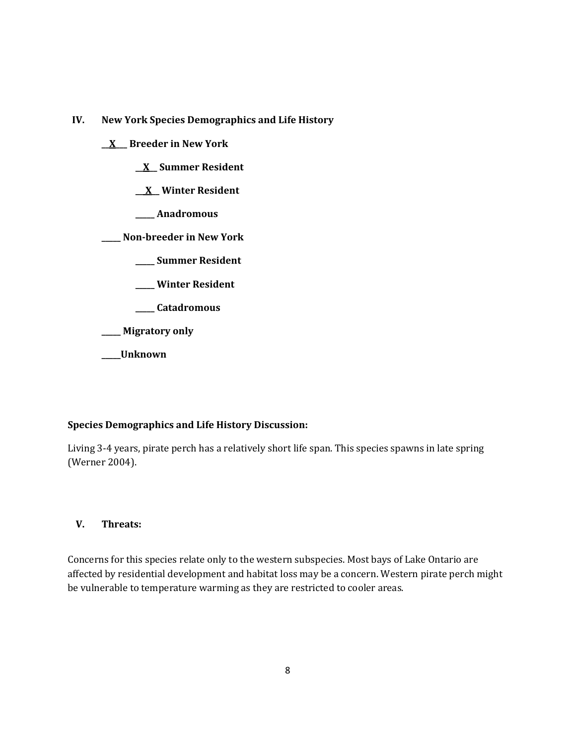## IV. New York Species Demographics and Life History

__X__ **Breeder in New York**

  __X__ **Summer Resident**

  __X__ **Winter Resident**

  _____ **Anadromous**

_____ **Non-breeder in New York**

  _____ **Summer Resident**

  _____ **Winter Resident**

  _____ **Catadromous**

_____ **Migratory only**

_____**Unknown**

**Species Demographics and Life History Discussion:**

Living 3-4 years, pirate perch has a relatively short life span. This species spawns in late spring (Werner 2004).

## V. Threats:

Concerns for this species relate only to the western subspecies. Most bays of Lake Ontario are affected by residential development and habitat loss may be a concern. Western pirate perch might be vulnerable to temperature warming as they are restricted to cooler areas.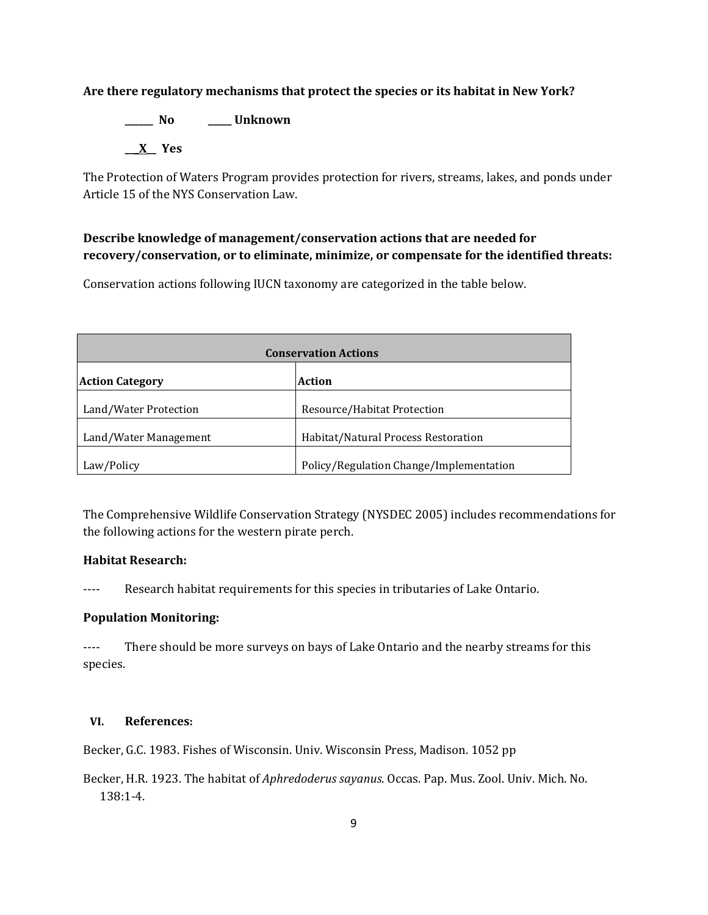**Are there regulatory mechanisms that protect the species or its habitat in New York?**

**______ No** **_____ Unknown**

**__X__ Yes**

The Protection of Waters Program provides protection for rivers, streams, lakes, and ponds under Article 15 of the NYS Conservation Law.

**Describe knowledge of management/conservation actions that are needed for recovery/conservation, or to eliminate, minimize, or compensate for the identified threats:**

Conservation actions following IUCN taxonomy are categorized in the table below.

| **Conservation Actions** | |
|---|---|
| **Action Category** | **Action** |
| Land/Water Protection | Resource/Habitat Protection |
| Land/Water Management | Habitat/Natural Process Restoration |
| Law/Policy | Policy/Regulation Change/Implementation |

The Comprehensive Wildlife Conservation Strategy (NYSDEC 2005) includes recommendations for the following actions for the western pirate perch.

**Habitat Research:**

---- Research habitat requirements for this species in tributaries of Lake Ontario.

**Population Monitoring:**

---- There should be more surveys on bays of Lake Ontario and the nearby streams for this species.

## VI. References:

Becker, G.C. 1983. Fishes of Wisconsin. Univ. Wisconsin Press, Madison. 1052 pp

Becker, H.R. 1923. The habitat of *Aphredoderus sayanus*. Occas. Pap. Mus. Zool. Univ. Mich. No. 138:1-4.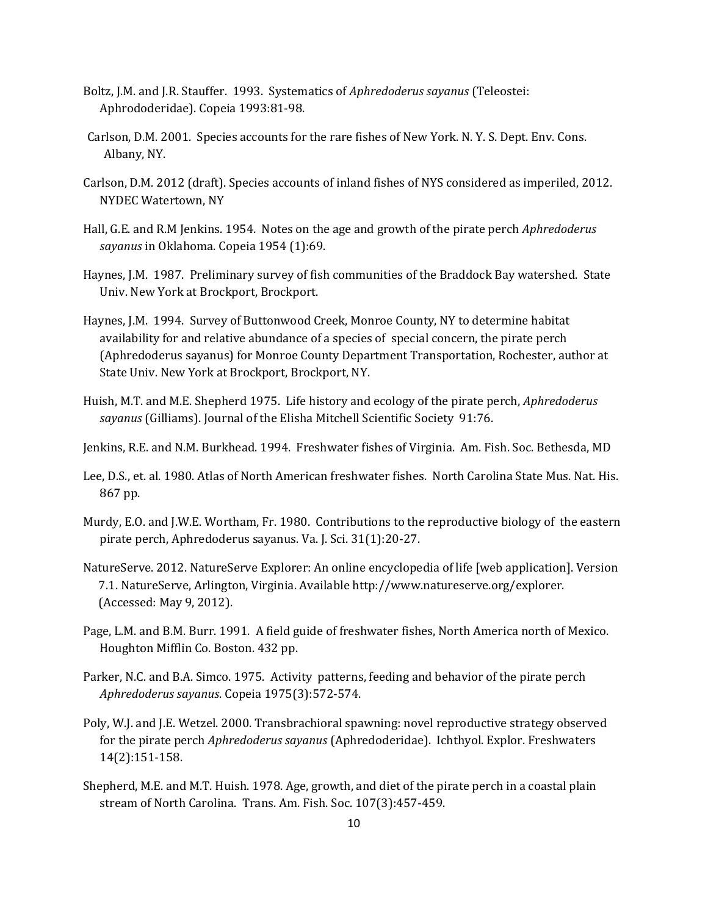Boltz, J.M. and J.R. Stauffer. 1993. Systematics of *Aphredoderus sayanus* (Teleostei: Aphrododeridae). Copeia 1993:81-98.

Carlson, D.M. 2001. Species accounts for the rare fishes of New York. N. Y. S. Dept. Env. Cons. Albany, NY.

Carlson, D.M. 2012 (draft). Species accounts of inland fishes of NYS considered as imperiled, 2012. NYDEC Watertown, NY

Hall, G.E. and R.M Jenkins. 1954. Notes on the age and growth of the pirate perch *Aphredoderus sayanus* in Oklahoma. Copeia 1954 (1):69.

Haynes, J.M. 1987. Preliminary survey of fish communities of the Braddock Bay watershed. State Univ. New York at Brockport, Brockport.

Haynes, J.M. 1994. Survey of Buttonwood Creek, Monroe County, NY to determine habitat availability for and relative abundance of a species of special concern, the pirate perch (Aphredoderus sayanus) for Monroe County Department Transportation, Rochester, author at State Univ. New York at Brockport, Brockport, NY.

Huish, M.T. and M.E. Shepherd 1975. Life history and ecology of the pirate perch, *Aphredoderus sayanus* (Gilliams). Journal of the Elisha Mitchell Scientific Society 91:76.

Jenkins, R.E. and N.M. Burkhead. 1994. Freshwater fishes of Virginia. Am. Fish. Soc. Bethesda, MD

Lee, D.S., et. al. 1980. Atlas of North American freshwater fishes. North Carolina State Mus. Nat. His. 867 pp.

Murdy, E.O. and J.W.E. Wortham, Fr. 1980. Contributions to the reproductive biology of the eastern pirate perch, Aphredoderus sayanus. Va. J. Sci. 31(1):20-27.

NatureServe. 2012. NatureServe Explorer: An online encyclopedia of life [web application]. Version 7.1. NatureServe, Arlington, Virginia. Available http://www.natureserve.org/explorer. (Accessed: May 9, 2012).

Page, L.M. and B.M. Burr. 1991. A field guide of freshwater fishes, North America north of Mexico. Houghton Mifflin Co. Boston. 432 pp.

Parker, N.C. and B.A. Simco. 1975. Activity patterns, feeding and behavior of the pirate perch *Aphredoderus sayanus*. Copeia 1975(3):572-574.

Poly, W.J. and J.E. Wetzel. 2000. Transbrachioral spawning: novel reproductive strategy observed for the pirate perch *Aphredoderus sayanus* (Aphredoderidae). Ichthyol. Explor. Freshwaters 14(2):151-158.

Shepherd, M.E. and M.T. Huish. 1978. Age, growth, and diet of the pirate perch in a coastal plain stream of North Carolina. Trans. Am. Fish. Soc. 107(3):457-459.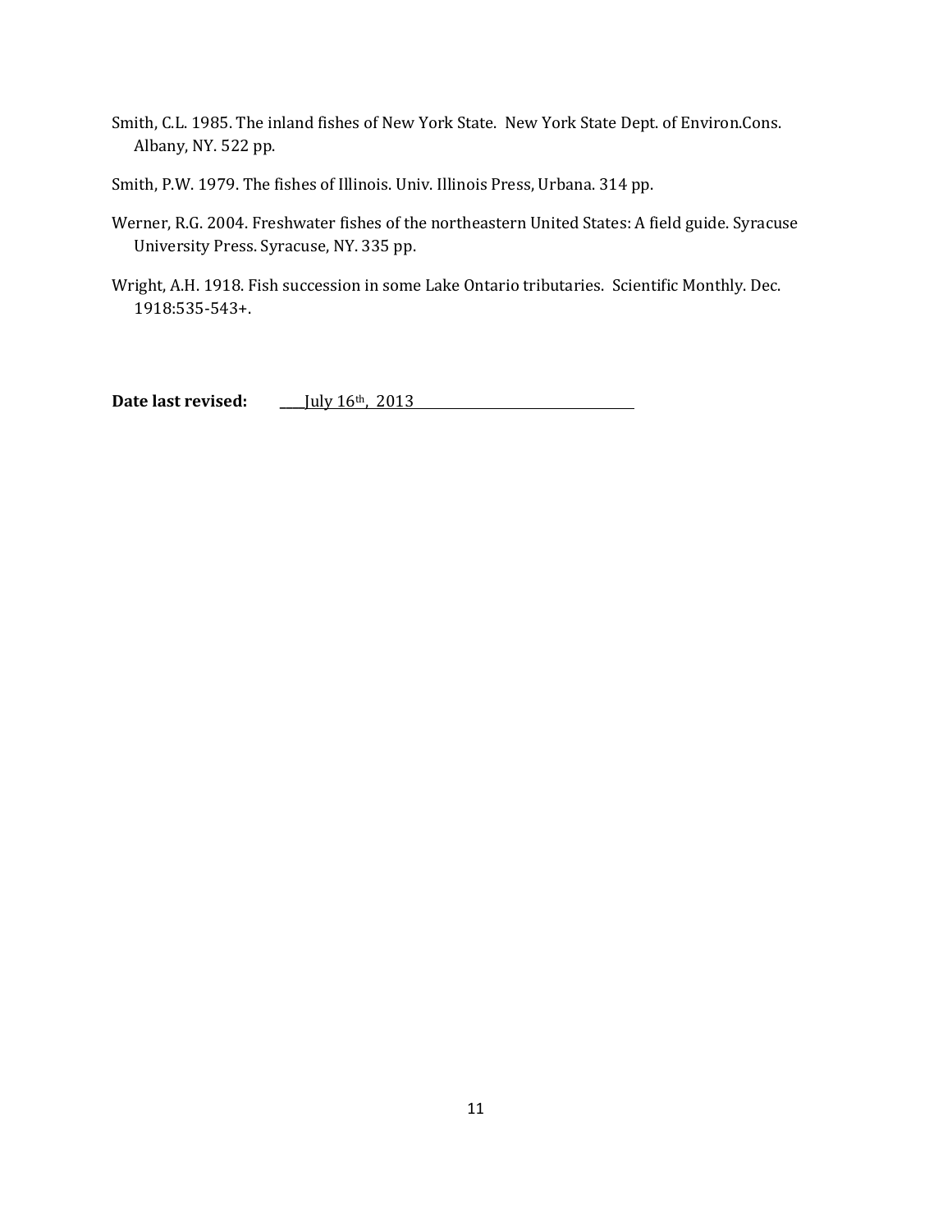Smith, C.L. 1985. The inland fishes of New York State. New York State Dept. of Environ.Cons. Albany, NY. 522 pp.

Smith, P.W. 1979. The fishes of Illinois. Univ. Illinois Press, Urbana. 314 pp.

Werner, R.G. 2004. Freshwater fishes of the northeastern United States: A field guide. Syracuse University Press. Syracuse, NY. 335 pp.

Wright, A.H. 1918. Fish succession in some Lake Ontario tributaries. Scientific Monthly. Dec. 1918:535-543+.

**Date last revised:** July 16th, 2013